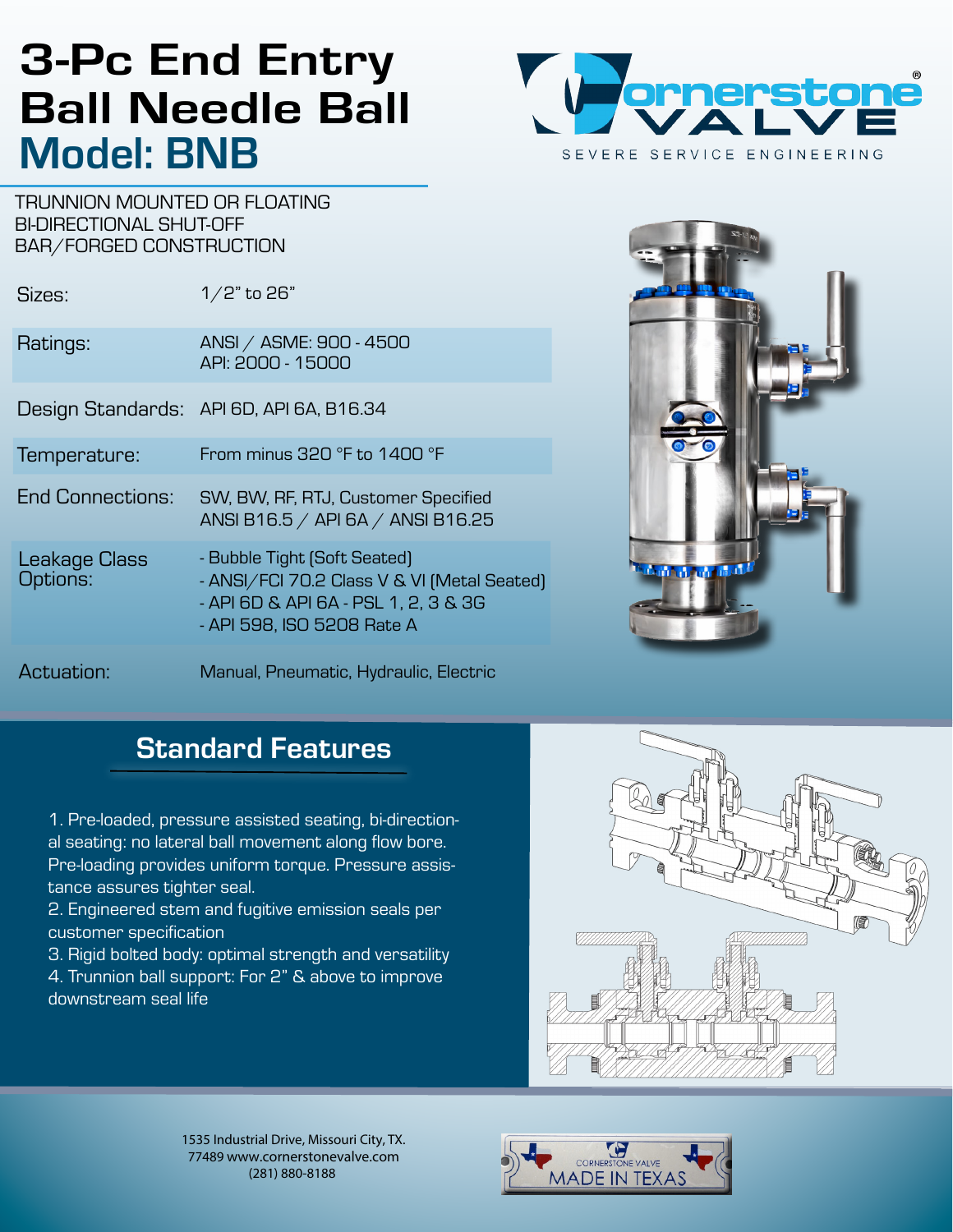# 3-Pc End Entry Ball Needle Ball

## Model: BNB

Cornerstone VALVE®
SEVERE SERVICE ENGINEERING

TRUNNION MOUNTED OR FLOATING
BI-DIRECTIONAL SHUT-OFF
BAR/FORGED CONSTRUCTION

| | |
|---|---|
| Sizes: | 1/2" to 26" |
| Ratings: | ANSI / ASME: 900 - 4500<br>API: 2000 - 15000 |
| Design Standards: | API 6D, API 6A, B16.34 |
| Temperature: | From minus 320 °F to 1400 °F |
| End Connections: | SW, BW, RF, RTJ, Customer Specified<br>ANSI B16.5 / API 6A / ANSI B16.25 |
| Leakage Class Options: | - Bubble Tight (Soft Seated)<br>- ANSI/FCI 70.2 Class V & VI (Metal Seated)<br>- API 6D & API 6A - PSL 1, 2, 3 & 3G<br>- API 598, ISO 5208 Rate A |
| Actuation: | Manual, Pneumatic, Hydraulic, Electric |

## Standard Features

1. Pre-loaded, pressure assisted seating, bi-directional seating: no lateral ball movement along flow bore. Pre-loading provides uniform torque. Pressure assistance assures tighter seal.
2. Engineered stem and fugitive emission seals per customer specification
3. Rigid bolted body: optimal strength and versatility
4. Trunnion ball support: For 2" & above to improve downstream seal life

1535 Industrial Drive, Missouri City, TX. 77489 www.cornerstonevalve.com
(281) 880-8188

CORNERSTONE VALVE MADE IN TEXAS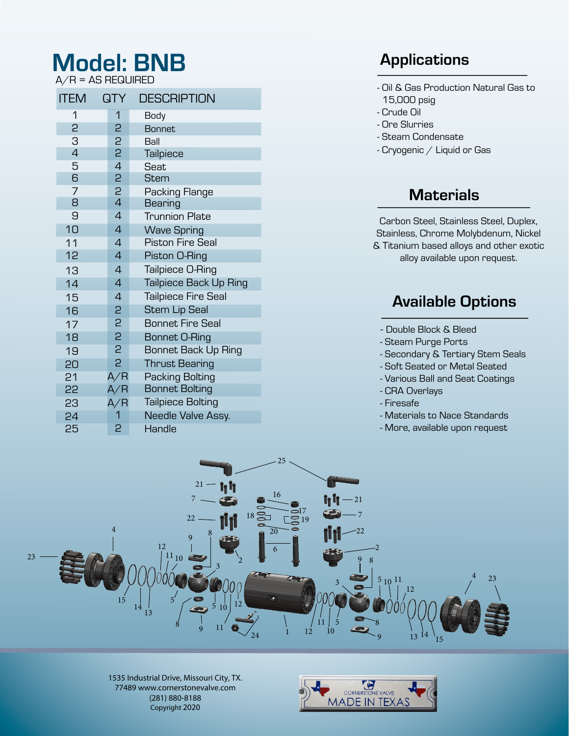# Model: BNB

A/R = AS REQUIRED

| ITEM | QTY | DESCRIPTION |
|---|---|---|
| 1 | 1 | Body |
| 2 | 2 | Bonnet |
| 3 | 2 | Ball |
| 4 | 2 | Tailpiece |
| 5 | 4 | Seat |
| 6 | 2 | Stem |
| 7 | 2 | Packing Flange |
| 8 | 4 | Bearing |
| 9 | 4 | Trunnion Plate |
| 10 | 4 | Wave Spring |
| 11 | 4 | Piston Fire Seal |
| 12 | 4 | Piston O-Ring |
| 13 | 4 | Tailpiece O-Ring |
| 14 | 4 | Tailpiece Back Up Ring |
| 15 | 4 | Tailpiece Fire Seal |
| 16 | 2 | Stem Lip Seal |
| 17 | 2 | Bonnet Fire Seal |
| 18 | 2 | Bonnet O-Ring |
| 19 | 2 | Bonnet Back Up Ring |
| 20 | 2 | Thrust Bearing |
| 21 | A/R | Packing Bolting |
| 22 | A/R | Bonnet Bolting |
| 23 | A/R | Tailpiece Bolting |
| 24 | 1 | Needle Valve Assy. |
| 25 | 2 | Handle |

## Applications

- Oil & Gas Production Natural Gas to 15,000 psig
- Crude Oil
- Ore Slurries
- Steam Condensate
- Cryogenic / Liquid or Gas

## Materials

Carbon Steel, Stainless Steel, Duplex, Stainless, Chrome Molybdenum, Nickel & Titanium based alloys and other exotic alloy available upon request.

## Available Options

- Double Block & Bleed
- Steam Purge Ports
- Secondary & Tertiary Stem Seals
- Soft Seated or Metal Seated
- Various Ball and Seat Coatings
- CRA Overlays
- Firesafe
- Materials to Nace Standards
- More, available upon request

1535 Industrial Drive, Missouri City, TX. 77489 www.cornerstonevalve.com
(281) 880-8188
Copyright 2020

CORNERSTONE VALVE
MADE IN TEXAS